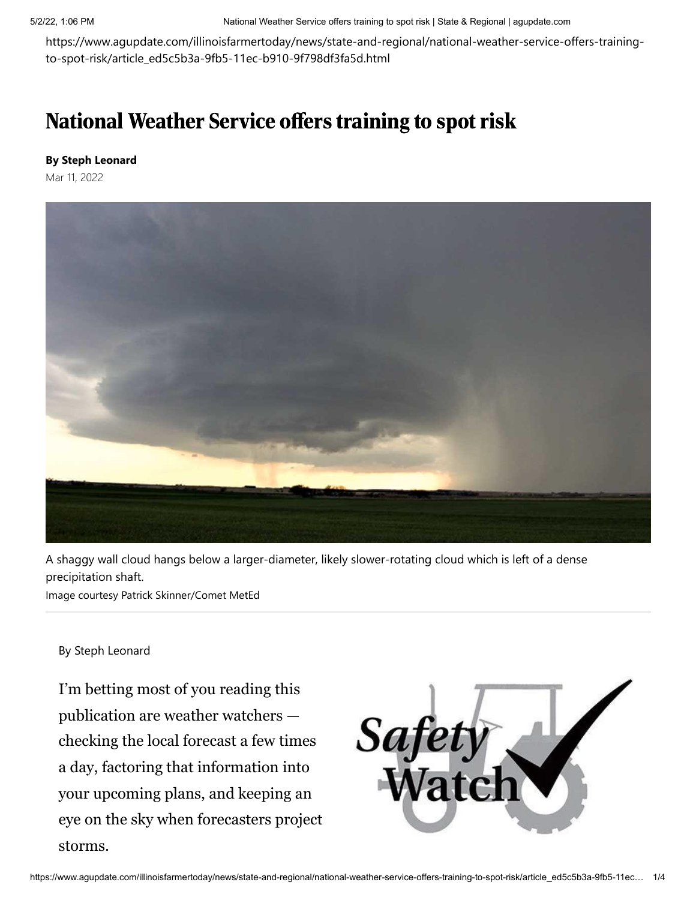https://www.agupdate.com/illinoisfarmertoday/news/state-and-regional/national-weather-service-offers-training-to-spot-risk/article_ed5c5b3a-9fb5-11ec-b910-9f798df3fa5d.html

# National Weather Service offers training to spot risk

**By Steph Leonard**

Mar 11, 2022

A shaggy wall cloud hangs below a larger-diameter, likely slower-rotating cloud which is left of a dense precipitation shaft.

Image courtesy Patrick Skinner/Comet MetEd

By Steph Leonard

I'm betting most of you reading this publication are weather watchers — checking the local forecast a few times a day, factoring that information into your upcoming plans, and keeping an eye on the sky when forecasters project storms.

Safety Watch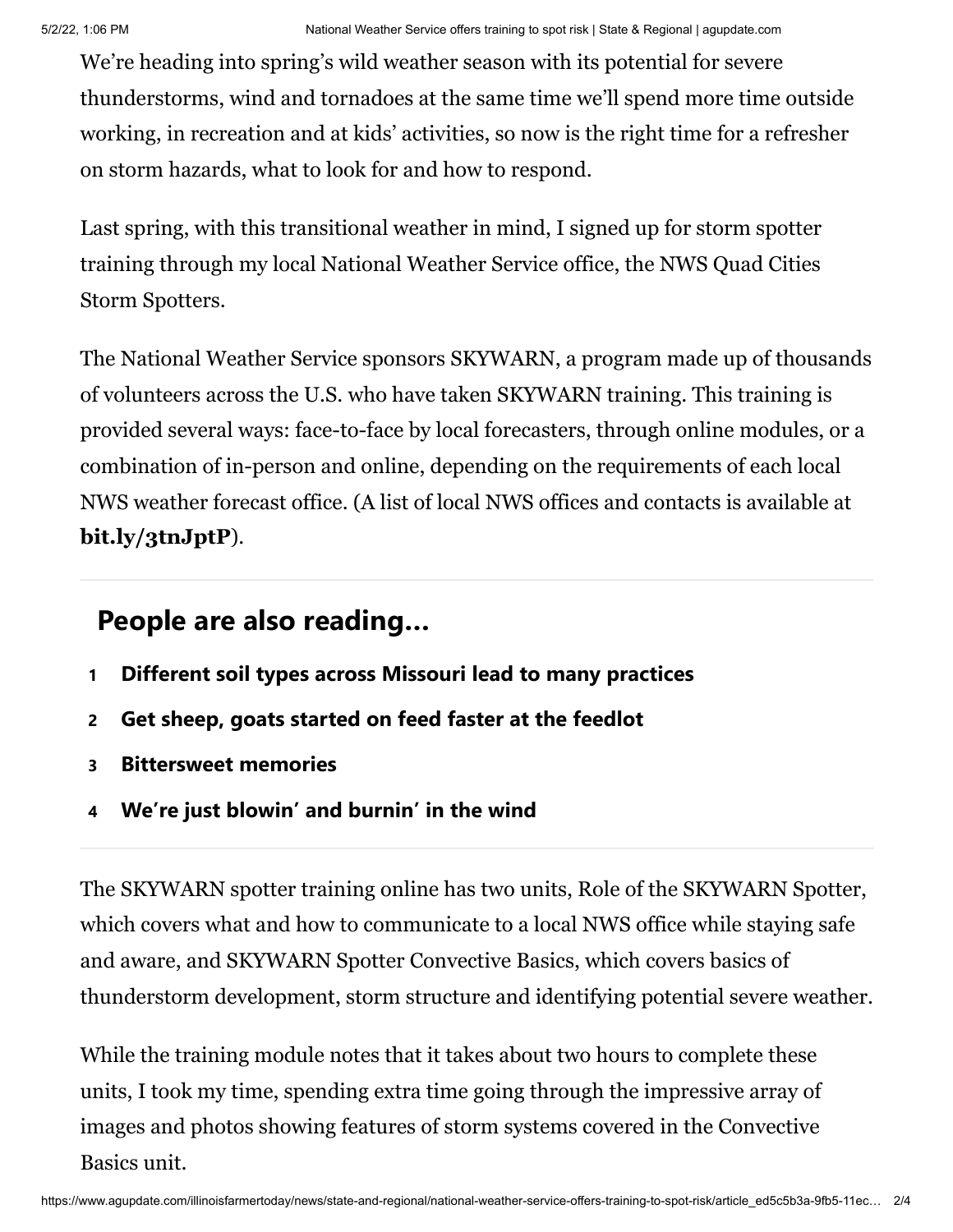We're heading into spring's wild weather season with its potential for severe thunderstorms, wind and tornadoes at the same time we'll spend more time outside working, in recreation and at kids' activities, so now is the right time for a refresher on storm hazards, what to look for and how to respond.

Last spring, with this transitional weather in mind, I signed up for storm spotter training through my local National Weather Service office, the NWS Quad Cities Storm Spotters.

The National Weather Service sponsors SKYWARN, a program made up of thousands of volunteers across the U.S. who have taken SKYWARN training. This training is provided several ways: face-to-face by local forecasters, through online modules, or a combination of in-person and online, depending on the requirements of each local NWS weather forecast office. (A list of local NWS offices and contacts is available at **bit.ly/3tnJptP**).

## People are also reading…

1. **Different soil types across Missouri lead to many practices**
2. **Get sheep, goats started on feed faster at the feedlot**
3. **Bittersweet memories**
4. **We're just blowin' and burnin' in the wind**

The SKYWARN spotter training online has two units, Role of the SKYWARN Spotter, which covers what and how to communicate to a local NWS office while staying safe and aware, and SKYWARN Spotter Convective Basics, which covers basics of thunderstorm development, storm structure and identifying potential severe weather.

While the training module notes that it takes about two hours to complete these units, I took my time, spending extra time going through the impressive array of images and photos showing features of storm systems covered in the Convective Basics unit.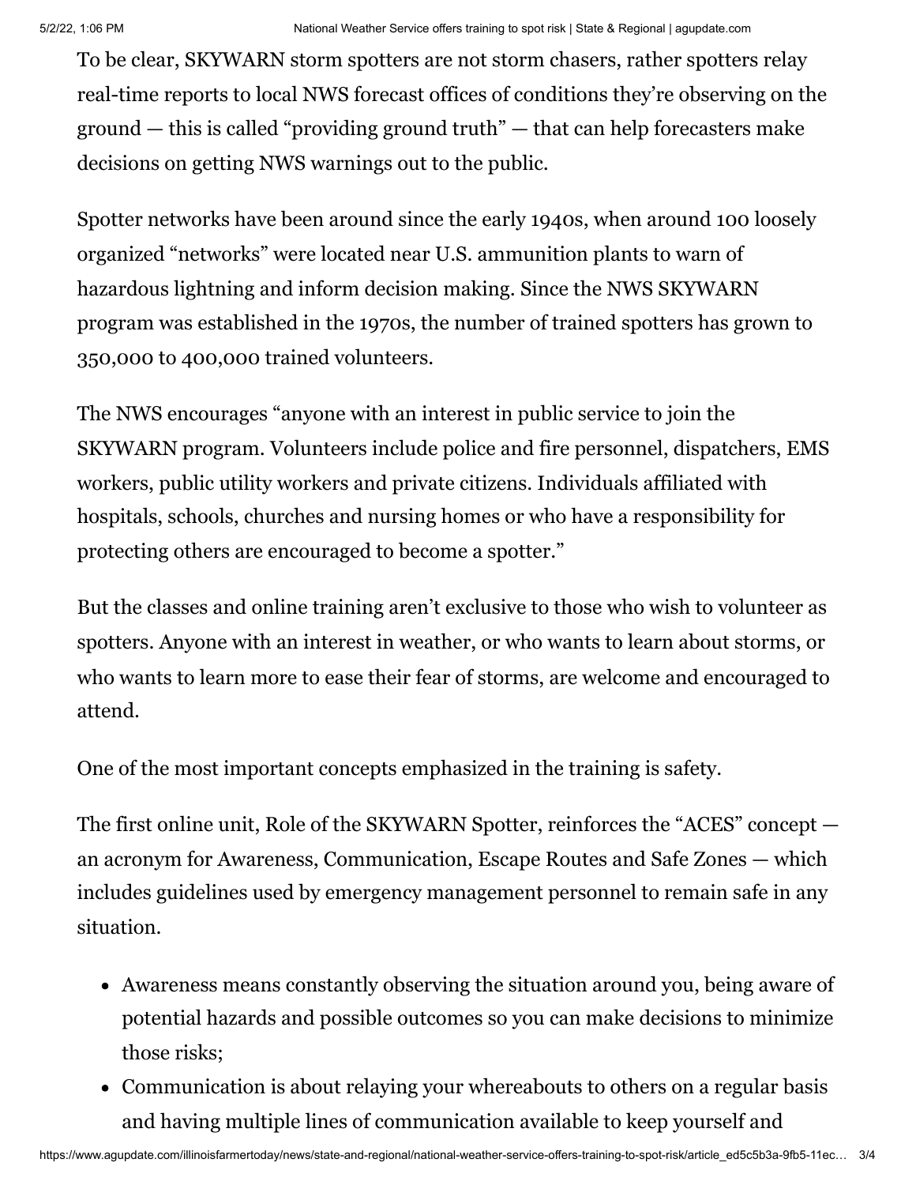To be clear, SKYWARN storm spotters are not storm chasers, rather spotters relay real-time reports to local NWS forecast offices of conditions they're observing on the ground — this is called "providing ground truth" — that can help forecasters make decisions on getting NWS warnings out to the public.

Spotter networks have been around since the early 1940s, when around 100 loosely organized "networks" were located near U.S. ammunition plants to warn of hazardous lightning and inform decision making. Since the NWS SKYWARN program was established in the 1970s, the number of trained spotters has grown to 350,000 to 400,000 trained volunteers.

The NWS encourages "anyone with an interest in public service to join the SKYWARN program. Volunteers include police and fire personnel, dispatchers, EMS workers, public utility workers and private citizens. Individuals affiliated with hospitals, schools, churches and nursing homes or who have a responsibility for protecting others are encouraged to become a spotter."

But the classes and online training aren't exclusive to those who wish to volunteer as spotters. Anyone with an interest in weather, or who wants to learn about storms, or who wants to learn more to ease their fear of storms, are welcome and encouraged to attend.

One of the most important concepts emphasized in the training is safety.

The first online unit, Role of the SKYWARN Spotter, reinforces the "ACES" concept — an acronym for Awareness, Communication, Escape Routes and Safe Zones — which includes guidelines used by emergency management personnel to remain safe in any situation.

- Awareness means constantly observing the situation around you, being aware of potential hazards and possible outcomes so you can make decisions to minimize those risks;
- Communication is about relaying your whereabouts to others on a regular basis and having multiple lines of communication available to keep yourself and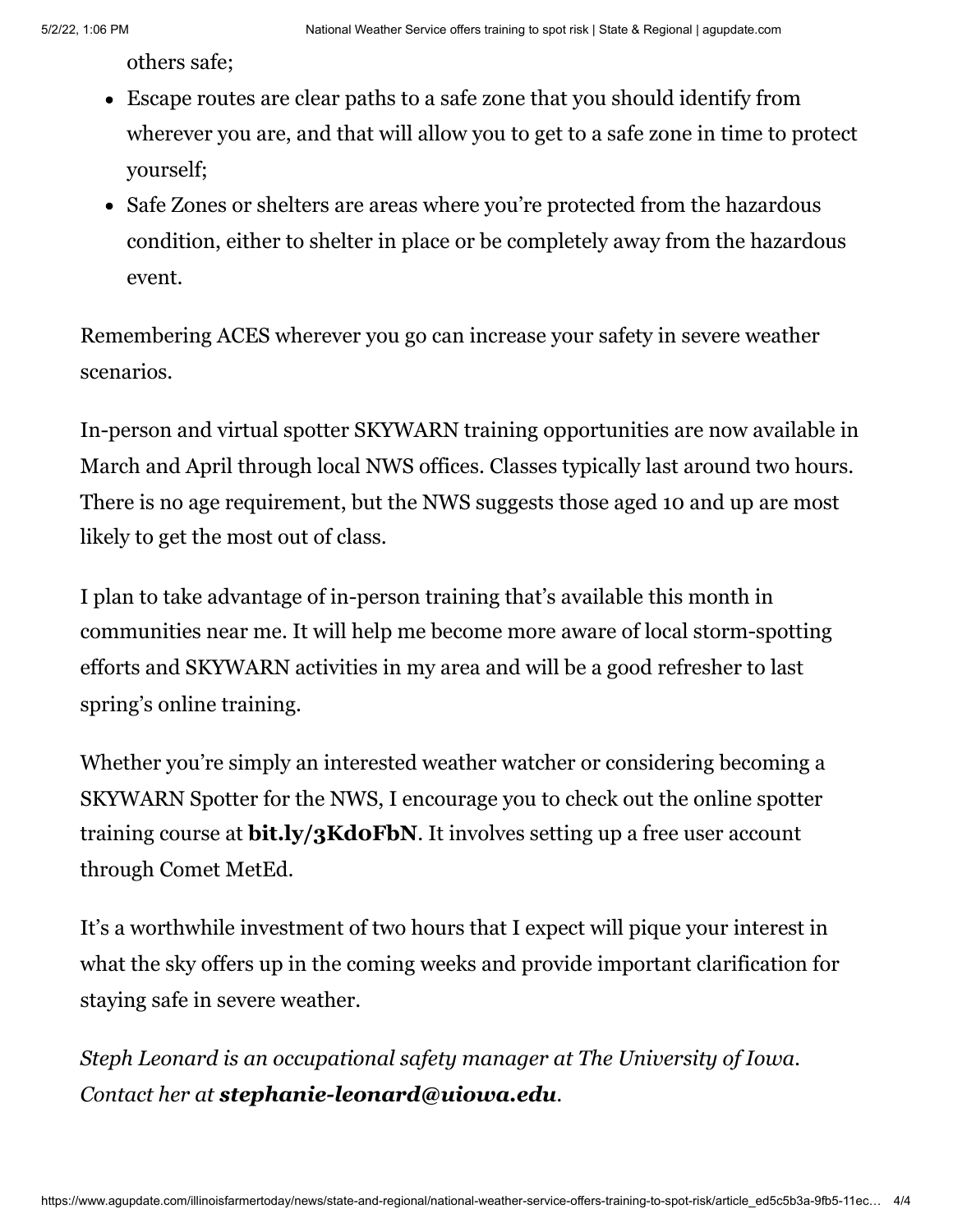others safe;

- Escape routes are clear paths to a safe zone that you should identify from wherever you are, and that will allow you to get to a safe zone in time to protect yourself;
- Safe Zones or shelters are areas where you're protected from the hazardous condition, either to shelter in place or be completely away from the hazardous event.

Remembering ACES wherever you go can increase your safety in severe weather scenarios.

In-person and virtual spotter SKYWARN training opportunities are now available in March and April through local NWS offices. Classes typically last around two hours. There is no age requirement, but the NWS suggests those aged 10 and up are most likely to get the most out of class.

I plan to take advantage of in-person training that's available this month in communities near me. It will help me become more aware of local storm-spotting efforts and SKYWARN activities in my area and will be a good refresher to last spring's online training.

Whether you're simply an interested weather watcher or considering becoming a SKYWARN Spotter for the NWS, I encourage you to check out the online spotter training course at **bit.ly/3KdoFbN**. It involves setting up a free user account through Comet MetEd.

It's a worthwhile investment of two hours that I expect will pique your interest in what the sky offers up in the coming weeks and provide important clarification for staying safe in severe weather.

*Steph Leonard is an occupational safety manager at The University of Iowa. Contact her at **stephanie-leonard@uiowa.edu**.*